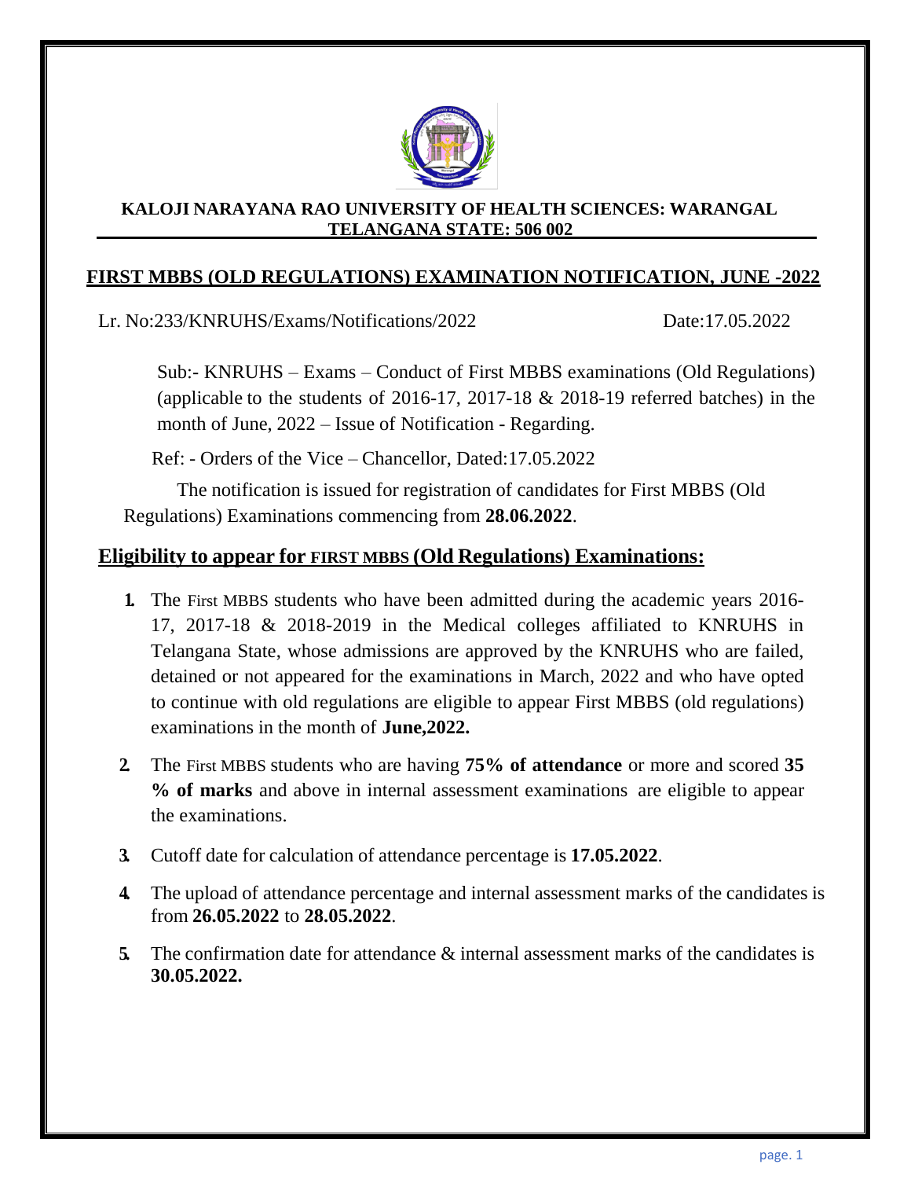**KALOJI NARAYANA RAO UNIVERSITY OF HEALTH SCIENCES: WARANGAL**
**TELANGANA STATE: 506 002**

# FIRST MBBS (OLD REGULATIONS) EXAMINATION NOTIFICATION, JUNE -2022

Lr. No:233/KNRUHS/Exams/Notifications/2022 Date:17.05.2022

Sub:- KNRUHS – Exams – Conduct of First MBBS examinations (Old Regulations) (applicable to the students of 2016-17, 2017-18 & 2018-19 referred batches) in the month of June, 2022 – Issue of Notification - Regarding.

Ref: - Orders of the Vice – Chancellor, Dated:17.05.2022

The notification is issued for registration of candidates for First MBBS (Old Regulations) Examinations commencing from **28.06.2022**.

## Eligibility to appear for FIRST MBBS (Old Regulations) Examinations:

1. The First MBBS students who have been admitted during the academic years 2016-17, 2017-18 & 2018-2019 in the Medical colleges affiliated to KNRUHS in Telangana State, whose admissions are approved by the KNRUHS who are failed, detained or not appeared for the examinations in March, 2022 and who have opted to continue with old regulations are eligible to appear First MBBS (old regulations) examinations in the month of **June,2022.**
2. The First MBBS students who are having **75% of attendance** or more and scored **35 % of marks** and above in internal assessment examinations are eligible to appear the examinations.
3. Cutoff date for calculation of attendance percentage is **17.05.2022**.
4. The upload of attendance percentage and internal assessment marks of the candidates is from **26.05.2022** to **28.05.2022**.
5. The confirmation date for attendance & internal assessment marks of the candidates is **30.05.2022.**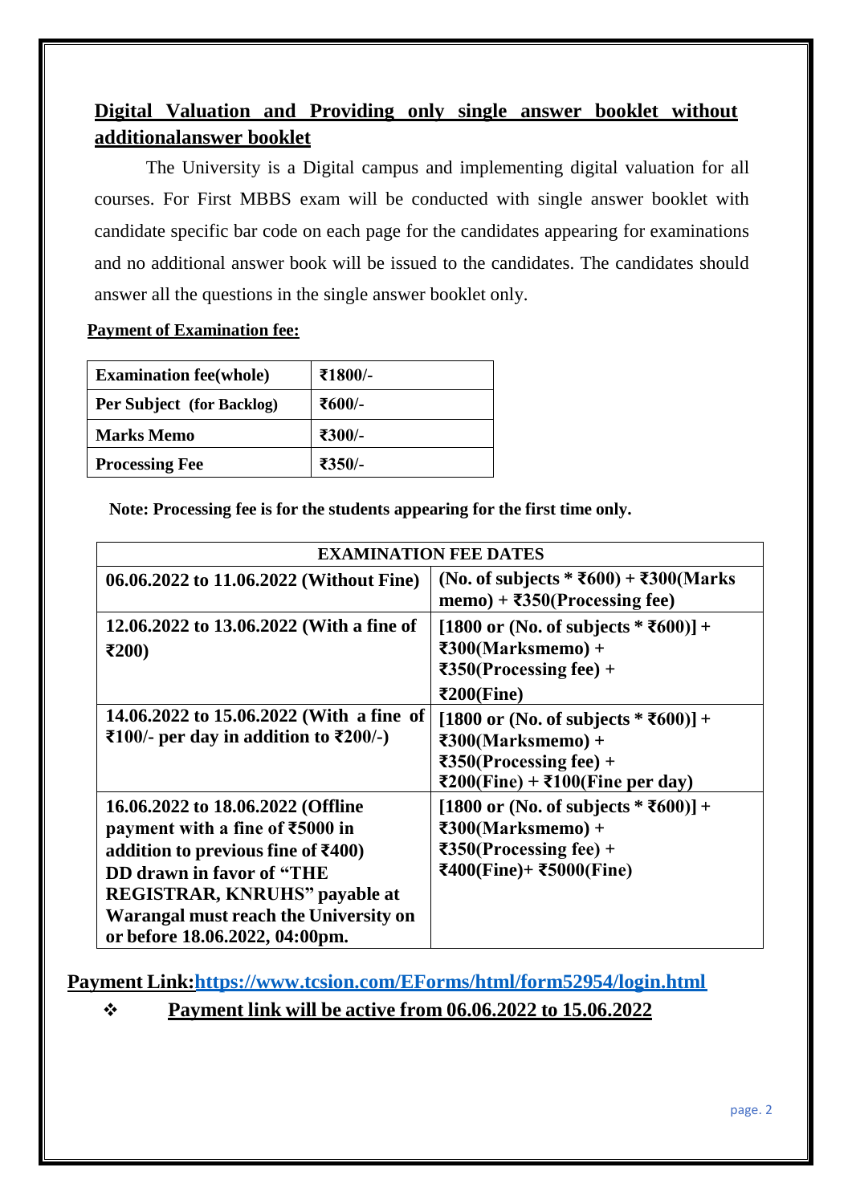## Digital Valuation and Providing only single answer booklet without additionalanswer booklet

The University is a Digital campus and implementing digital valuation for all courses. For First MBBS exam will be conducted with single answer booklet with candidate specific bar code on each page for the candidates appearing for examinations and no additional answer book will be issued to the candidates. The candidates should answer all the questions in the single answer booklet only.

**Payment of Examination fee:**

| **Examination fee(whole)** | **₹1800/-** |
|---|---|
| **Per Subject (for Backlog)** | **₹600/-** |
| **Marks Memo** | **₹300/-** |
| **Processing Fee** | **₹350/-** |

**Note: Processing fee is for the students appearing for the first time only.**

| **EXAMINATION FEE DATES** | |
|---|---|
| **06.06.2022 to 11.06.2022 (Without Fine)** | **(No. of subjects * ₹600) + ₹300(Marks memo) + ₹350(Processing fee)** |
| **12.06.2022 to 13.06.2022 (With a fine of ₹200)** | **[1800 or (No. of subjects * ₹600)] + ₹300(Marksmemo) + ₹350(Processing fee) + ₹200(Fine)** |
| **14.06.2022 to 15.06.2022 (With a fine of ₹100/- per day in addition to ₹200/-)** | **[1800 or (No. of subjects * ₹600)] + ₹300(Marksmemo) + ₹350(Processing fee) + ₹200(Fine) + ₹100(Fine per day)** |
| **16.06.2022 to 18.06.2022 (Offline payment with a fine of ₹5000 in addition to previous fine of ₹400) DD drawn in favor of "THE REGISTRAR, KNRUHS" payable at Warangal must reach the University on or before 18.06.2022, 04:00pm.** | **[1800 or (No. of subjects * ₹600)] + ₹300(Marksmemo) + ₹350(Processing fee) + ₹400(Fine)+ ₹5000(Fine)** |

**Payment Link:https://www.tcsion.com/EForms/html/form52954/login.html**

- **Payment link will be active from 06.06.2022 to 15.06.2022**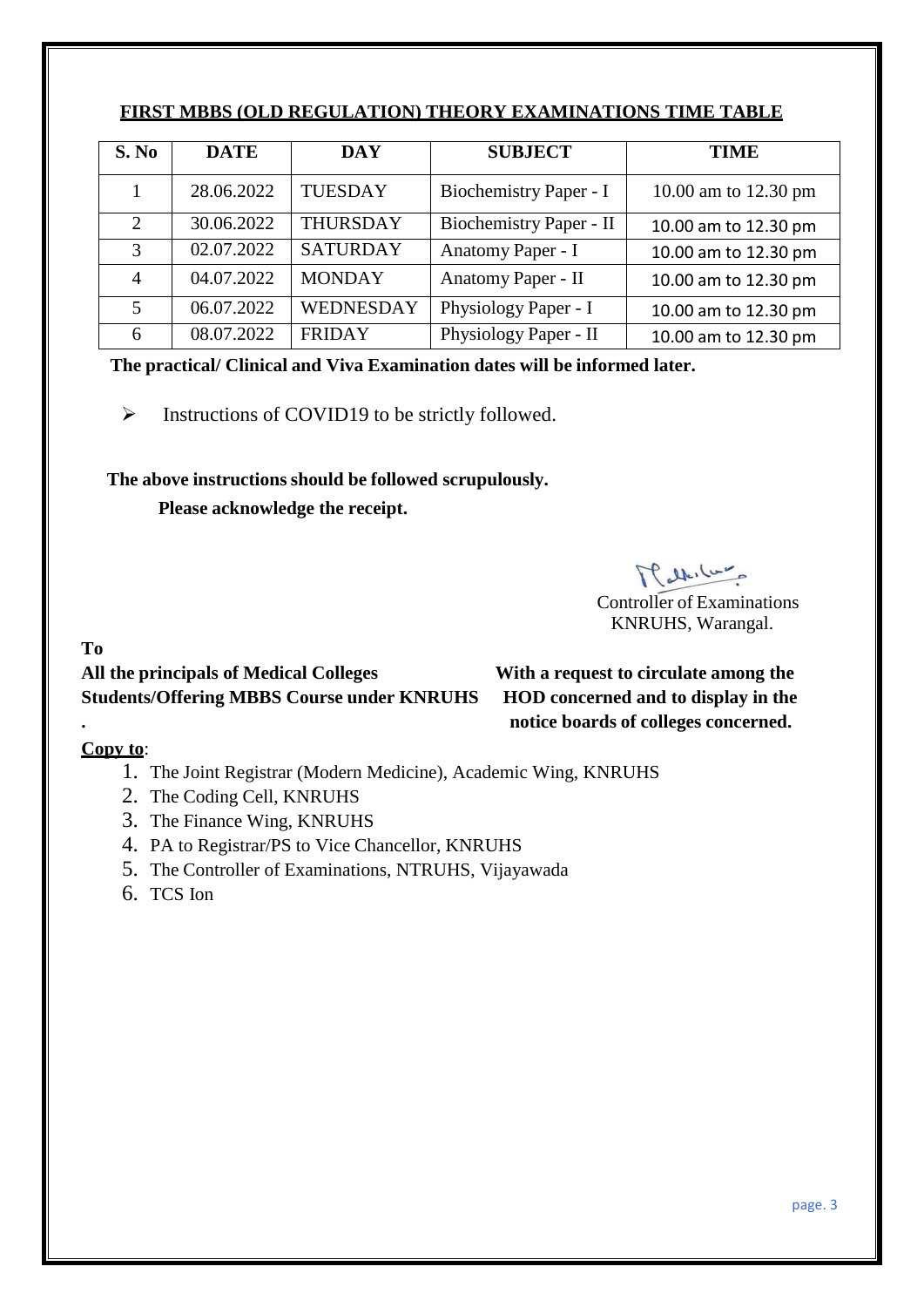## FIRST MBBS (OLD REGULATION) THEORY EXAMINATIONS TIME TABLE

| S. No | DATE | DAY | SUBJECT | TIME |
|---|---|---|---|---|
| 1 | 28.06.2022 | TUESDAY | Biochemistry Paper - I | 10.00 am to 12.30 pm |
| 2 | 30.06.2022 | THURSDAY | Biochemistry Paper - II | 10.00 am to 12.30 pm |
| 3 | 02.07.2022 | SATURDAY | Anatomy Paper - I | 10.00 am to 12.30 pm |
| 4 | 04.07.2022 | MONDAY | Anatomy Paper - II | 10.00 am to 12.30 pm |
| 5 | 06.07.2022 | WEDNESDAY | Physiology Paper - I | 10.00 am to 12.30 pm |
| 6 | 08.07.2022 | FRIDAY | Physiology Paper - II | 10.00 am to 12.30 pm |

**The practical/ Clinical and Viva Examination dates will be informed later.**

- Instructions of COVID19 to be strictly followed.

**The above instructions should be followed scrupulously.**

**Please acknowledge the receipt.**

Controller of Examinations
KNRUHS, Warangal.

**To**

**All the principals of Medical Colleges**
**Students/Offering MBBS Course under KNRUHS.**

**With a request to circulate among the HOD concerned and to display in the notice boards of colleges concerned.**

**Copy to**:

1. The Joint Registrar (Modern Medicine), Academic Wing, KNRUHS
2. The Coding Cell, KNRUHS
3. The Finance Wing, KNRUHS
4. PA to Registrar/PS to Vice Chancellor, KNRUHS
5. The Controller of Examinations, NTRUHS, Vijayawada
6. TCS Ion